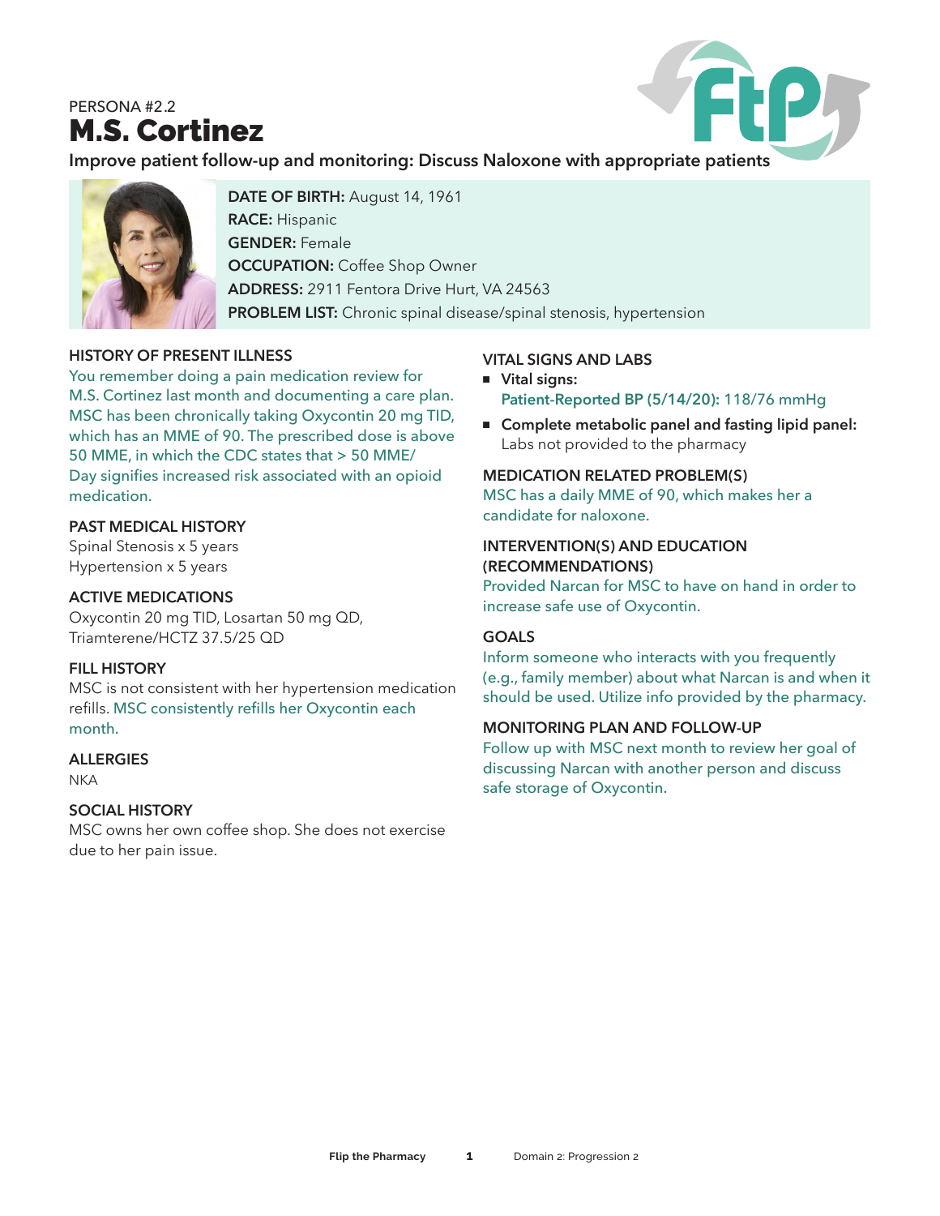PERSONA #2.2

# M.S. Cortinez

**Improve patient follow-up and monitoring: Discuss Naloxone with appropriate patients**

**DATE OF BIRTH:** August 14, 1961
**RACE:** Hispanic
**GENDER:** Female
**OCCUPATION:** Coffee Shop Owner
**ADDRESS:** 2911 Fentora Drive Hurt, VA 24563
**PROBLEM LIST:** Chronic spinal disease/spinal stenosis, hypertension

### HISTORY OF PRESENT ILLNESS

You remember doing a pain medication review for M.S. Cortinez last month and documenting a care plan. MSC has been chronically taking Oxycontin 20 mg TID, which has an MME of 90. The prescribed dose is above 50 MME, in which the CDC states that > 50 MME/Day signifies increased risk associated with an opioid medication.

### PAST MEDICAL HISTORY

Spinal Stenosis x 5 years
Hypertension x 5 years

### ACTIVE MEDICATIONS

Oxycontin 20 mg TID, Losartan 50 mg QD, Triamterene/HCTZ 37.5/25 QD

### FILL HISTORY

MSC is not consistent with her hypertension medication refills. MSC consistently refills her Oxycontin each month.

### ALLERGIES

NKA

### SOCIAL HISTORY

MSC owns her own coffee shop. She does not exercise due to her pain issue.

### VITAL SIGNS AND LABS

- **Vital signs:**
  Patient-Reported BP (5/14/20): 118/76 mmHg
- **Complete metabolic panel and fasting lipid panel:**
  Labs not provided to the pharmacy

### MEDICATION RELATED PROBLEM(S)

MSC has a daily MME of 90, which makes her a candidate for naloxone.

### INTERVENTION(S) AND EDUCATION (RECOMMENDATIONS)

Provided Narcan for MSC to have on hand in order to increase safe use of Oxycontin.

### GOALS

Inform someone who interacts with you frequently (e.g., family member) about what Narcan is and when it should be used. Utilize info provided by the pharmacy.

### MONITORING PLAN AND FOLLOW-UP

Follow up with MSC next month to review her goal of discussing Narcan with another person and discuss safe storage of Oxycontin.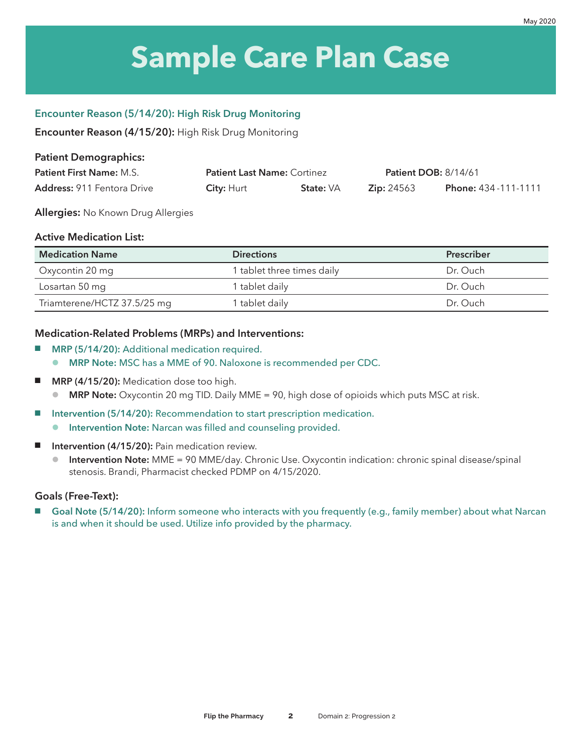# Sample Care Plan Case

**Encounter Reason (5/14/20):** High Risk Drug Monitoring

**Encounter Reason (4/15/20):** High Risk Drug Monitoring

**Patient Demographics:**

**Patient First Name:** M.S. **Patient Last Name:** Cortinez **Patient DOB:** 8/14/61

**Address:** 911 Fentora Drive **City:** Hurt **State:** VA **Zip:** 24563 **Phone:** 434-111-1111

**Allergies:** No Known Drug Allergies

**Active Medication List:**

| Medication Name | Directions | Prescriber |
|---|---|---|
| Oxycontin 20 mg | 1 tablet three times daily | Dr. Ouch |
| Losartan 50 mg | 1 tablet daily | Dr. Ouch |
| Triamterene/HCTZ 37.5/25 mg | 1 tablet daily | Dr. Ouch |

**Medication-Related Problems (MRPs) and Interventions:**

- **MRP (5/14/20):** Additional medication required.
  - **MRP Note:** MSC has a MME of 90. Naloxone is recommended per CDC.
- **MRP (4/15/20):** Medication dose too high.
  - **MRP Note:** Oxycontin 20 mg TID. Daily MME = 90, high dose of opioids which puts MSC at risk.
- **Intervention (5/14/20):** Recommendation to start prescription medication.
  - **Intervention Note:** Narcan was filled and counseling provided.
- **Intervention (4/15/20):** Pain medication review.
  - **Intervention Note:** MME = 90 MME/day. Chronic Use. Oxycontin indication: chronic spinal disease/spinal stenosis. Brandi, Pharmacist checked PDMP on 4/15/2020.

**Goals (Free-Text):**

- **Goal Note (5/14/20):** Inform someone who interacts with you frequently (e.g., family member) about what Narcan is and when it should be used. Utilize info provided by the pharmacy.